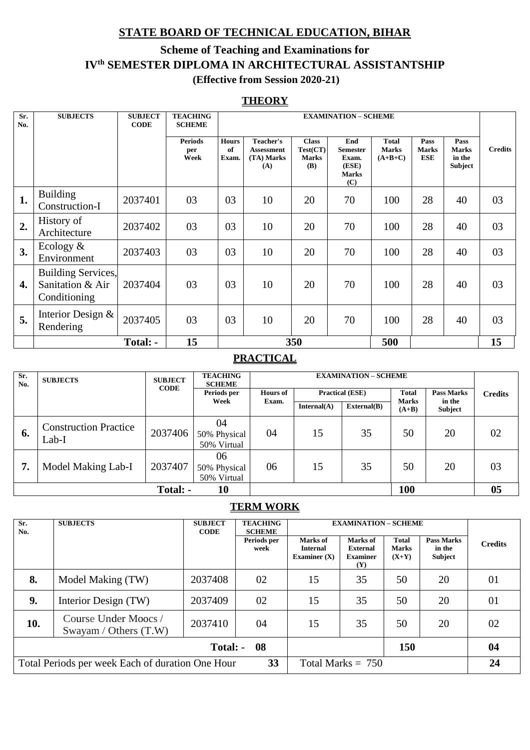# STATE BOARD OF TECHNICAL EDUCATION, BIHAR

## Scheme of Teaching and Examinations for IV[th] SEMESTER DIPLOMA IN ARCHITECTURAL ASSISTANTSHIP

**(Effective from Session 2020-21)**

### THEORY

| Sr. No. | SUBJECTS | SUBJECT CODE | TEACHING SCHEME | EXAMINATION – SCHEME | | | | | | | Credits |
|---|---|---|---|---|---|---|---|---|---|---|---|
| | | | Periods per Week | Hours of Exam. | Teacher's Assessment (TA) Marks (A) | Class Test(CT) Marks (B) | End Semester Exam. (ESE) Marks (C) | Total Marks (A+B+C) | Pass Marks ESE | Pass Marks in the Subject | |
| 1. | Building Construction-I | 2037401 | 03 | 03 | 10 | 20 | 70 | 100 | 28 | 40 | 03 |
| 2. | History of Architecture | 2037402 | 03 | 03 | 10 | 20 | 70 | 100 | 28 | 40 | 03 |
| 3. | Ecology & Environment | 2037403 | 03 | 03 | 10 | 20 | 70 | 100 | 28 | 40 | 03 |
| 4. | Building Services, Sanitation & Air Conditioning | 2037404 | 03 | 03 | 10 | 20 | 70 | 100 | 28 | 40 | 03 |
| 5. | Interior Design & Rendering | 2037405 | 03 | 03 | 10 | 20 | 70 | 100 | 28 | 40 | 03 |
| | | **Total: -** | **15** | | | **350** | | **500** | | | **15** |

### PRACTICAL

| Sr. No. | SUBJECTS | SUBJECT CODE | TEACHING SCHEME | EXAMINATION – SCHEME | | | | | Credits |
|---|---|---|---|---|---|---|---|---|---|
| | | | Periods per Week | Hours of Exam. | Practical (ESE) | | Total Marks (A+B) | Pass Marks in the Subject | |
| | | | | | Internal(A) | External(B) | | | |
| 6. | Construction Practice Lab-I | 2037406 | 04 50% Physical 50% Virtual | 04 | 15 | 35 | 50 | 20 | 02 |
| 7. | Model Making Lab-I | 2037407 | 06 50% Physical 50% Virtual | 06 | 15 | 35 | 50 | 20 | 03 |
| | | **Total: -** | **10** | | | | **100** | | **05** |

### TERM WORK

| Sr. No. | SUBJECTS | SUBJECT CODE | TEACHING SCHEME | EXAMINATION – SCHEME | | | | Credits |
|---|---|---|---|---|---|---|---|---|
| | | | Periods per week | Marks of Internal Examiner (X) | Marks of External Examiner (Y) | Total Marks (X+Y) | Pass Marks in the Subject | |
| 8. | Model Making (TW) | 2037408 | 02 | 15 | 35 | 50 | 20 | 01 |
| 9. | Interior Design (TW) | 2037409 | 02 | 15 | 35 | 50 | 20 | 01 |
| 10. | Course Under Moocs / Swayam / Others (T.W) | 2037410 | 04 | 15 | 35 | 50 | 20 | 02 |
| | | **Total: -** | **08** | | | **150** | | **04** |
| Total Periods per week Each of duration One Hour | | | **33** | Total Marks = 750 | | | | **24** |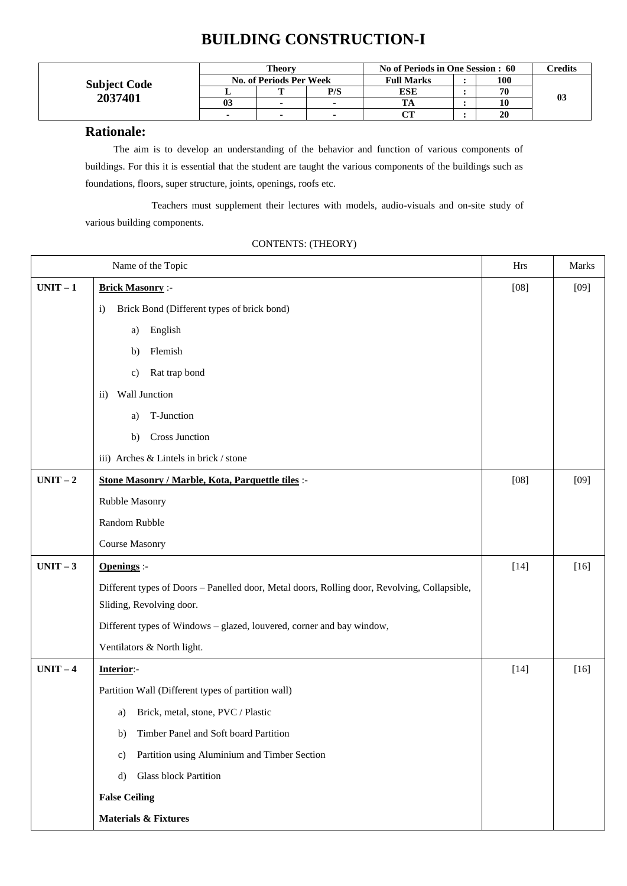# BUILDING CONSTRUCTION-I

| Subject Code 2037401 | Theory | | | No of Periods in One Session : 60 | | | Credits |
|---|---|---|---|---|---|---|---|
| | No. of Periods Per Week | | | Full Marks | : | 100 | 03 |
| | L | T | P/S | ESE | : | 70 | |
| | 03 | - | - | TA | : | 10 | |
| | - | - | - | CT | : | 20 | |

## Rationale:

The aim is to develop an understanding of the behavior and function of various components of buildings. For this it is essential that the student are taught the various components of the buildings such as foundations, floors, super structure, joints, openings, roofs etc.

Teachers must supplement their lectures with models, audio-visuals and on-site study of various building components.

CONTENTS: (THEORY)

| | Name of the Topic | Hrs | Marks |
|---|---|---|---|
| UNIT – 1 | **Brick Masonry** :-<br>i) Brick Bond (Different types of brick bond)<br>a) English<br>b) Flemish<br>c) Rat trap bond<br>ii) Wall Junction<br>a) T-Junction<br>b) Cross Junction<br>iii) Arches & Lintels in brick / stone | [08] | [09] |
| UNIT – 2 | **Stone Masonry / Marble, Kota, Parquettle tiles** :-<br>Rubble Masonry<br>Random Rubble<br>Course Masonry | [08] | [09] |
| UNIT – 3 | **Openings** :-<br>Different types of Doors – Panelled door, Metal doors, Rolling door, Revolving, Collapsible, Sliding, Revolving door.<br>Different types of Windows – glazed, louvered, corner and bay window,<br>Ventilators & North light. | [14] | [16] |
| UNIT – 4 | **Interior**:-<br>Partition Wall (Different types of partition wall)<br>a) Brick, metal, stone, PVC / Plastic<br>b) Timber Panel and Soft board Partition<br>c) Partition using Aluminium and Timber Section<br>d) Glass block Partition<br>**False Ceiling**<br>**Materials & Fixtures** | [14] | [16] |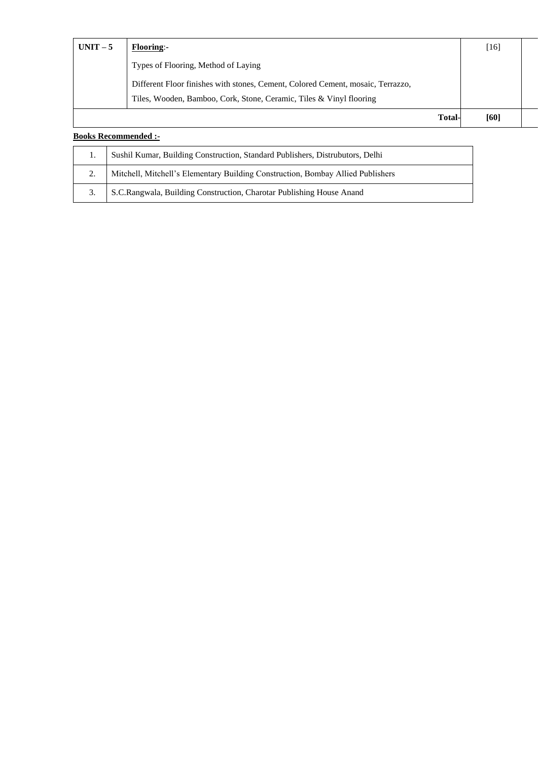| UNIT – 5 | **Flooring**:-<br>Types of Flooring, Method of Laying<br>Different Floor finishes with stones, Cement, Colored Cement, mosaic, Terrazzo, Tiles, Wooden, Bamboo, Cork, Stone, Ceramic, Tiles & Vinyl flooring | [16] | |
|---|---|---|---|
| | **Total-** | **[60]** | |

**Books Recommended :-**

| 1. | Sushil Kumar, Building Construction, Standard Publishers, Distrubutors, Delhi |
|---|---|
| 2. | Mitchell, Mitchell's Elementary Building Construction, Bombay Allied Publishers |
| 3. | S.C.Rangwala, Building Construction, Charotar Publishing House Anand |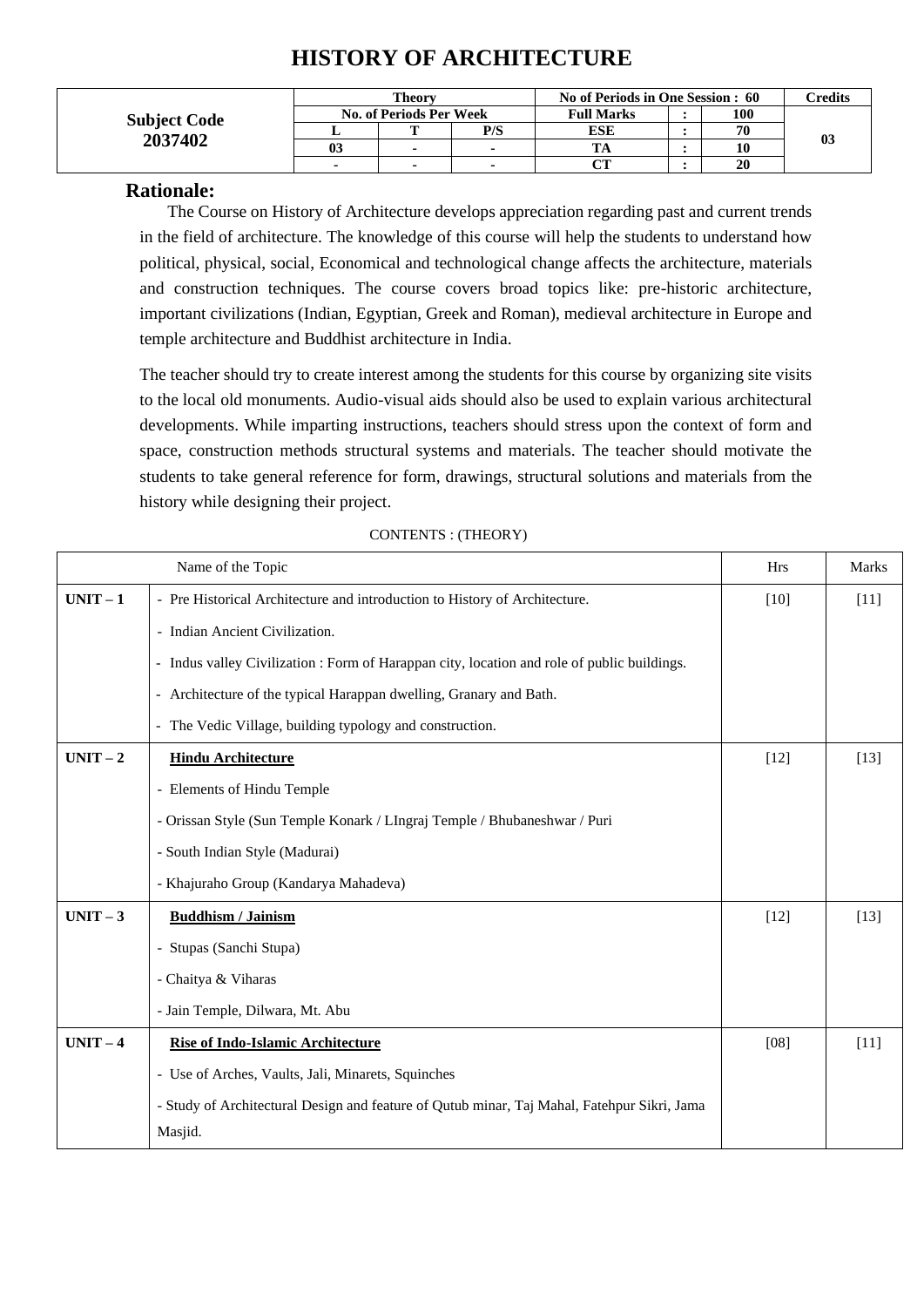# HISTORY OF ARCHITECTURE

| Subject Code 2037402 | Theory | | | No of Periods in One Session : 60 | | | Credits |
|---|---|---|---|---|---|---|---|
| | No. of Periods Per Week | | | Full Marks | : | 100 | 03 |
| | L | T | P/S | ESE | : | 70 | |
| | 03 | - | - | TA | : | 10 | |
| | - | - | - | CT | : | 20 | |

## Rationale:

The Course on History of Architecture develops appreciation regarding past and current trends in the field of architecture. The knowledge of this course will help the students to understand how political, physical, social, Economical and technological change affects the architecture, materials and construction techniques. The course covers broad topics like: pre-historic architecture, important civilizations (Indian, Egyptian, Greek and Roman), medieval architecture in Europe and temple architecture and Buddhist architecture in India.

The teacher should try to create interest among the students for this course by organizing site visits to the local old monuments. Audio-visual aids should also be used to explain various architectural developments. While imparting instructions, teachers should stress upon the context of form and space, construction methods structural systems and materials. The teacher should motivate the students to take general reference for form, drawings, structural solutions and materials from the history while designing their project.

CONTENTS : (THEORY)

| Name of the Topic | | Hrs | Marks |
|---|---|---|---|
| **UNIT – 1** | - Pre Historical Architecture and introduction to History of Architecture.<br>- Indian Ancient Civilization.<br>- Indus valley Civilization : Form of Harappan city, location and role of public buildings.<br>- Architecture of the typical Harappan dwelling, Granary and Bath.<br>- The Vedic Village, building typology and construction. | [10] | [11] |
| **UNIT – 2** | **<u>Hindu Architecture</u>**<br>- Elements of Hindu Temple<br>- Orissan Style (Sun Temple Konark / LIngraj Temple / Bhubaneshwar / Puri<br>- South Indian Style (Madurai)<br>- Khajuraho Group (Kandarya Mahadeva) | [12] | [13] |
| **UNIT – 3** | **<u>Buddhism / Jainism</u>**<br>- Stupas (Sanchi Stupa)<br>- Chaitya & Viharas<br>- Jain Temple, Dilwara, Mt. Abu | [12] | [13] |
| **UNIT – 4** | **<u>Rise of Indo-Islamic Architecture</u>**<br>- Use of Arches, Vaults, Jali, Minarets, Squinches<br>- Study of Architectural Design and feature of Qutub minar, Taj Mahal, Fatehpur Sikri, Jama Masjid. | [08] | [11] |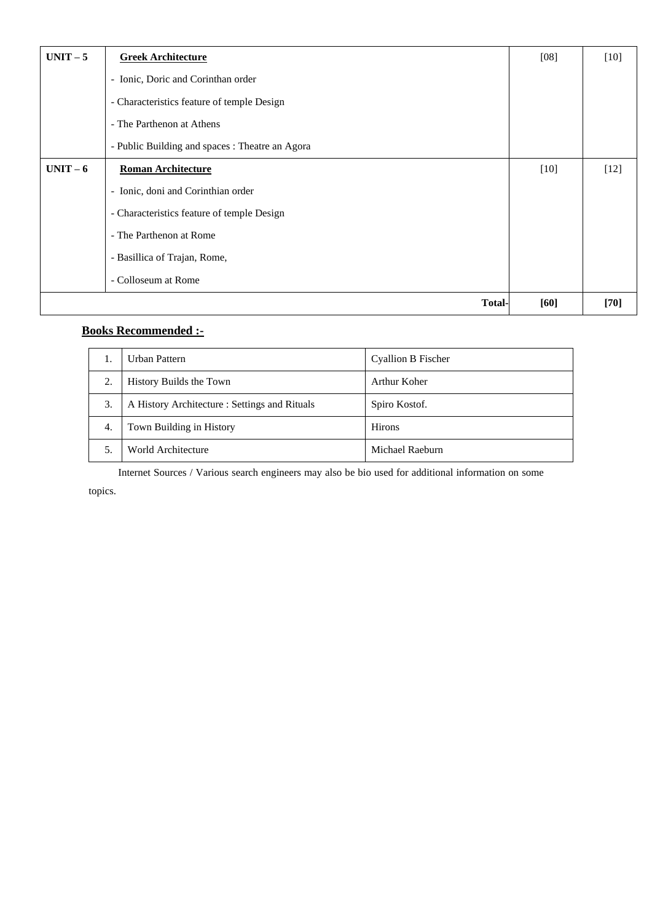| | | | |
|---|---|---|---|
| **UNIT – 5** | **Greek Architecture**<br>- Ionic, Doric and Corinthan order<br>- Characteristics feature of temple Design<br>- The Parthenon at Athens<br>- Public Building and spaces : Theatre an Agora | [08] | [10] |
| **UNIT – 6** | **Roman Architecture**<br>- Ionic, doni and Corinthian order<br>- Characteristics feature of temple Design<br>- The Parthenon at Rome<br>- Basillica of Trajan, Rome,<br>- Colloseum at Rome | [10] | [12] |
| | **Total-** | **[60]** | **[70]** |

**Books Recommended :-**

| | | |
|---|---|---|
| 1. | Urban Pattern | Cyallion B Fischer |
| 2. | History Builds the Town | Arthur Koher |
| 3. | A History Architecture : Settings and Rituals | Spiro Kostof. |
| 4. | Town Building in History | Hirons |
| 5. | World Architecture | Michael Raeburn |

Internet Sources / Various search engineers may also be bio used for additional information on some topics.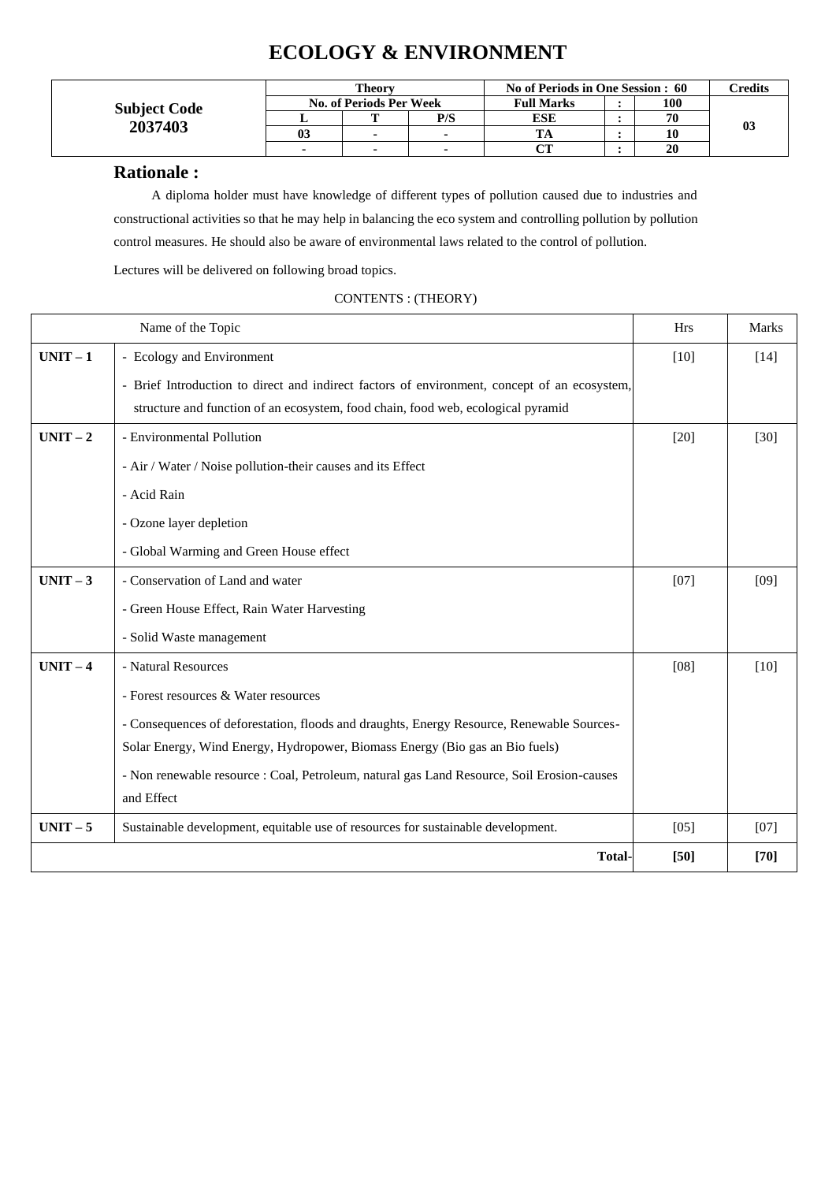# ECOLOGY & ENVIRONMENT

| Subject Code 2037403 | Theory | | | No of Periods in One Session : 60 | | | Credits |
|---|---|---|---|---|---|---|---|
| | No. of Periods Per Week | | | Full Marks | : | 100 | 03 |
| | L | T | P/S | ESE | : | 70 | |
| | 03 | - | - | TA | : | 10 | |
| | - | - | - | CT | : | 20 | |

## Rationale :

A diploma holder must have knowledge of different types of pollution caused due to industries and constructional activities so that he may help in balancing the eco system and controlling pollution by pollution control measures. He should also be aware of environmental laws related to the control of pollution.

Lectures will be delivered on following broad topics.

CONTENTS : (THEORY)

| | Name of the Topic | Hrs | Marks |
|---|---|---|---|
| **UNIT – 1** | - Ecology and Environment<br>- Brief Introduction to direct and indirect factors of environment, concept of an ecosystem, structure and function of an ecosystem, food chain, food web, ecological pyramid | [10] | [14] |
| **UNIT – 2** | - Environmental Pollution<br>- Air / Water / Noise pollution-their causes and its Effect<br>- Acid Rain<br>- Ozone layer depletion<br>- Global Warming and Green House effect | [20] | [30] |
| **UNIT – 3** | - Conservation of Land and water<br>- Green House Effect, Rain Water Harvesting<br>- Solid Waste management | [07] | [09] |
| **UNIT – 4** | - Natural Resources<br>- Forest resources & Water resources<br>- Consequences of deforestation, floods and draughts, Energy Resource, Renewable Sources-Solar Energy, Wind Energy, Hydropower, Biomass Energy (Bio gas an Bio fuels)<br>- Non renewable resource : Coal, Petroleum, natural gas Land Resource, Soil Erosion-causes and Effect | [08] | [10] |
| **UNIT – 5** | Sustainable development, equitable use of resources for sustainable development. | [05] | [07] |
| | **Total-** | **[50]** | **[70]** |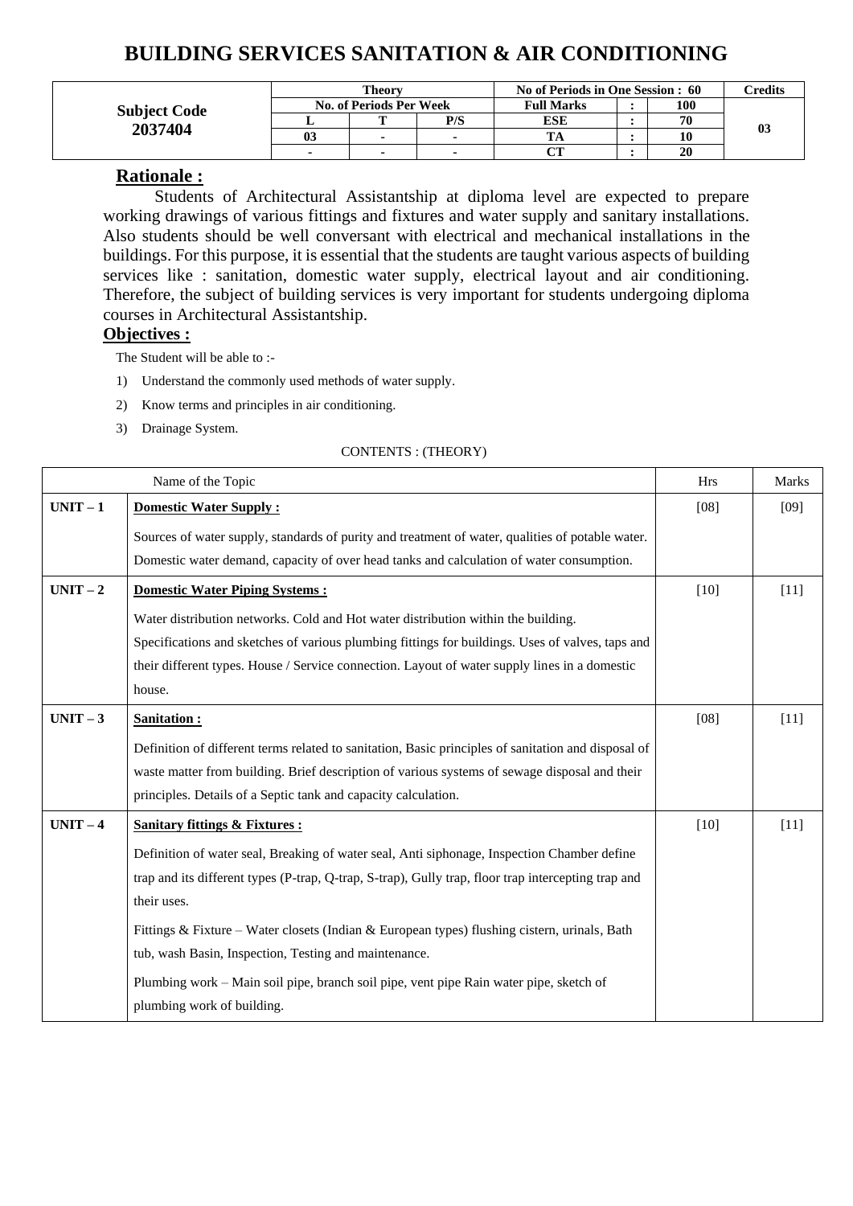# BUILDING SERVICES SANITATION & AIR CONDITIONING

| Subject Code 2037404 | Theory | | | No of Periods in One Session : 60 | | | Credits |
|---|---|---|---|---|---|---|---|
| | No. of Periods Per Week | | | Full Marks | : | 100 | 03 |
| | L | T | P/S | ESE | : | 70 | |
| | 03 | - | - | TA | : | 10 | |
| | - | - | - | CT | : | 20 | |

## Rationale :

Students of Architectural Assistantship at diploma level are expected to prepare working drawings of various fittings and fixtures and water supply and sanitary installations. Also students should be well conversant with electrical and mechanical installations in the buildings. For this purpose, it is essential that the students are taught various aspects of building services like : sanitation, domestic water supply, electrical layout and air conditioning. Therefore, the subject of building services is very important for students undergoing diploma courses in Architectural Assistantship.

## Objectives :

The Student will be able to :-

1) Understand the commonly used methods of water supply.
2) Know terms and principles in air conditioning.
3) Drainage System.

CONTENTS : (THEORY)

| | Name of the Topic | Hrs | Marks |
|---|---|---|---|
| **UNIT – 1** | **Domestic Water Supply :**<br>Sources of water supply, standards of purity and treatment of water, qualities of potable water. Domestic water demand, capacity of over head tanks and calculation of water consumption. | [08] | [09] |
| **UNIT – 2** | **Domestic Water Piping Systems :**<br>Water distribution networks. Cold and Hot water distribution within the building. Specifications and sketches of various plumbing fittings for buildings. Uses of valves, taps and their different types. House / Service connection. Layout of water supply lines in a domestic house. | [10] | [11] |
| **UNIT – 3** | **Sanitation :**<br>Definition of different terms related to sanitation, Basic principles of sanitation and disposal of waste matter from building. Brief description of various systems of sewage disposal and their principles. Details of a Septic tank and capacity calculation. | [08] | [11] |
| **UNIT – 4** | **Sanitary fittings & Fixtures :**<br>Definition of water seal, Breaking of water seal, Anti siphonage, Inspection Chamber define trap and its different types (P-trap, Q-trap, S-trap), Gully trap, floor trap intercepting trap and their uses.<br>Fittings & Fixture – Water closets (Indian & European types) flushing cistern, urinals, Bath tub, wash Basin, Inspection, Testing and maintenance.<br>Plumbing work – Main soil pipe, branch soil pipe, vent pipe Rain water pipe, sketch of plumbing work of building. | [10] | [11] |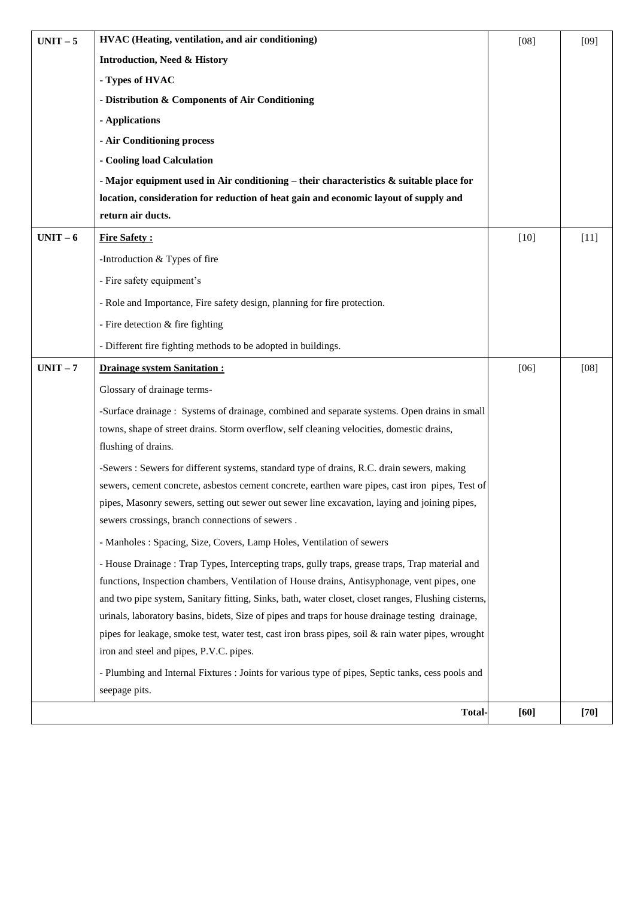| | | | |
|---|---|---|---|
| **UNIT – 5** | **HVAC (Heating, ventilation, and air conditioning)**<br>**Introduction, Need & History**<br>**- Types of HVAC**<br>**- Distribution & Components of Air Conditioning**<br>**- Applications**<br>**- Air Conditioning process**<br>**- Cooling load Calculation**<br>**- Major equipment used in Air conditioning – their characteristics & suitable place for location, consideration for reduction of heat gain and economic layout of supply and return air ducts.** | [08] | [09] |
| **UNIT – 6** | **<u>Fire Safety :</u>**<br>-Introduction & Types of fire<br>- Fire safety equipment's<br>- Role and Importance, Fire safety design, planning for fire protection.<br>- Fire detection & fire fighting<br>- Different fire fighting methods to be adopted in buildings. | [10] | [11] |
| **UNIT – 7** | **<u>Drainage system Sanitation :</u>**<br>Glossary of drainage terms-<br>-Surface drainage : Systems of drainage, combined and separate systems. Open drains in small towns, shape of street drains. Storm overflow, self cleaning velocities, domestic drains, flushing of drains.<br>-Sewers : Sewers for different systems, standard type of drains, R.C. drain sewers, making sewers, cement concrete, asbestos cement concrete, earthen ware pipes, cast iron pipes, Test of pipes, Masonry sewers, setting out sewer out sewer line excavation, laying and joining pipes, sewers crossings, branch connections of sewers .<br>- Manholes : Spacing, Size, Covers, Lamp Holes, Ventilation of sewers<br>- House Drainage : Trap Types, Intercepting traps, gully traps, grease traps, Trap material and functions, Inspection chambers, Ventilation of House drains, Antisyphonage, vent pipes, one and two pipe system, Sanitary fitting, Sinks, bath, water closet, closet ranges, Flushing cisterns, urinals, laboratory basins, bidets, Size of pipes and traps for house drainage testing drainage, pipes for leakage, smoke test, water test, cast iron brass pipes, soil & rain water pipes, wrought iron and steel and pipes, P.V.C. pipes.<br>- Plumbing and Internal Fixtures : Joints for various type of pipes, Septic tanks, cess pools and seepage pits. | [06] | [08] |
| | **Total-** | **[60]** | **[70]** |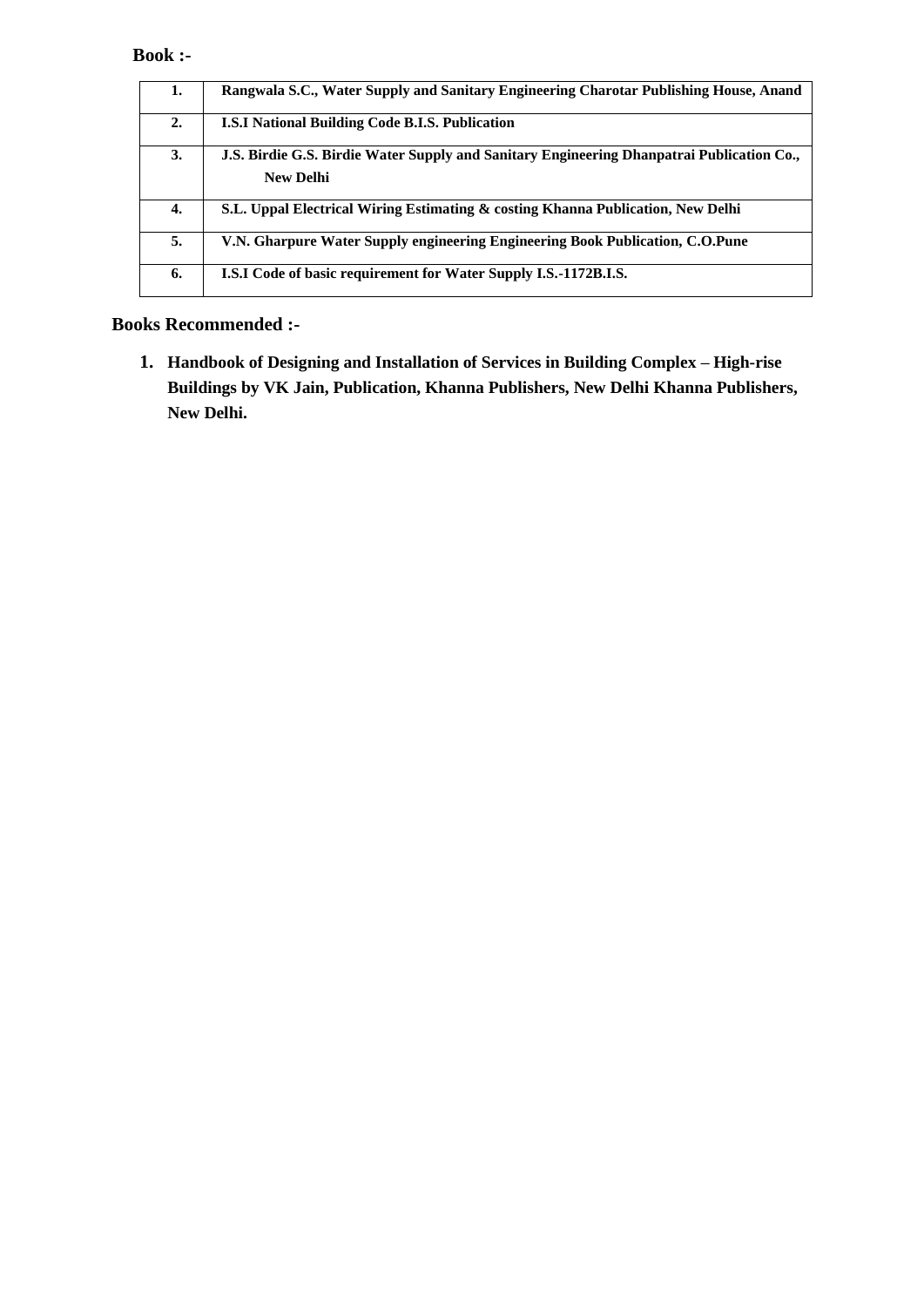**Book :-**

| 1. | Rangwala S.C., Water Supply and Sanitary Engineering Charotar Publishing House, Anand |
|---|---|
| 2. | I.S.I National Building Code B.I.S. Publication |
| 3. | J.S. Birdie G.S. Birdie Water Supply and Sanitary Engineering Dhanpatrai Publication Co., New Delhi |
| 4. | S.L. Uppal Electrical Wiring Estimating & costing Khanna Publication, New Delhi |
| 5. | V.N. Gharpure Water Supply engineering Engineering Book Publication, C.O.Pune |
| 6. | I.S.I Code of basic requirement for Water Supply I.S.-1172B.I.S. |

**Books Recommended :-**

1. **Handbook of Designing and Installation of Services in Building Complex – High-rise Buildings by VK Jain, Publication, Khanna Publishers, New Delhi Khanna Publishers, New Delhi.**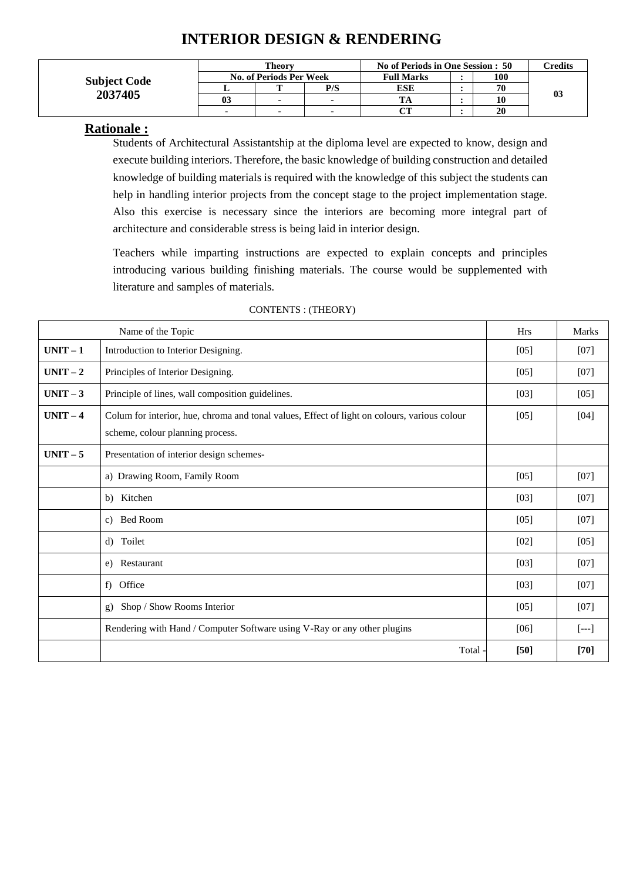# INTERIOR DESIGN & RENDERING

| Subject Code | Theory | | | No of Periods in One Session : 50 | | | Credits |
|---|---|---|---|---|---|---|---|
| | No. of Periods Per Week | | | Full Marks | : | 100 | |
| **2037405** | L | T | P/S | ESE | : | 70 | 03 |
| | 03 | - | - | TA | : | 10 | |
| | - | - | - | CT | : | 20 | |

## Rationale :

Students of Architectural Assistantship at the diploma level are expected to know, design and execute building interiors. Therefore, the basic knowledge of building construction and detailed knowledge of building materials is required with the knowledge of this subject the students can help in handling interior projects from the concept stage to the project implementation stage. Also this exercise is necessary since the interiors are becoming more integral part of architecture and considerable stress is being laid in interior design.

Teachers while imparting instructions are expected to explain concepts and principles introducing various building finishing materials. The course would be supplemented with literature and samples of materials.

CONTENTS : (THEORY)

| | Name of the Topic | Hrs | Marks |
|---|---|---|---|
| **UNIT – 1** | Introduction to Interior Designing. | [05] | [07] |
| **UNIT – 2** | Principles of Interior Designing. | [05] | [07] |
| **UNIT – 3** | Principle of lines, wall composition guidelines. | [03] | [05] |
| **UNIT – 4** | Colum for interior, hue, chroma and tonal values, Effect of light on colours, various colour scheme, colour planning process. | [05] | [04] |
| **UNIT – 5** | Presentation of interior design schemes- | | |
| | a) Drawing Room, Family Room | [05] | [07] |
| | b) Kitchen | [03] | [07] |
| | c) Bed Room | [05] | [07] |
| | d) Toilet | [02] | [05] |
| | e) Restaurant | [03] | [07] |
| | f) Office | [03] | [07] |
| | g) Shop / Show Rooms Interior | [05] | [07] |
| | Rendering with Hand / Computer Software using V-Ray or any other plugins | [06] | [---] |
| | Total - | **[50]** | **[70]** |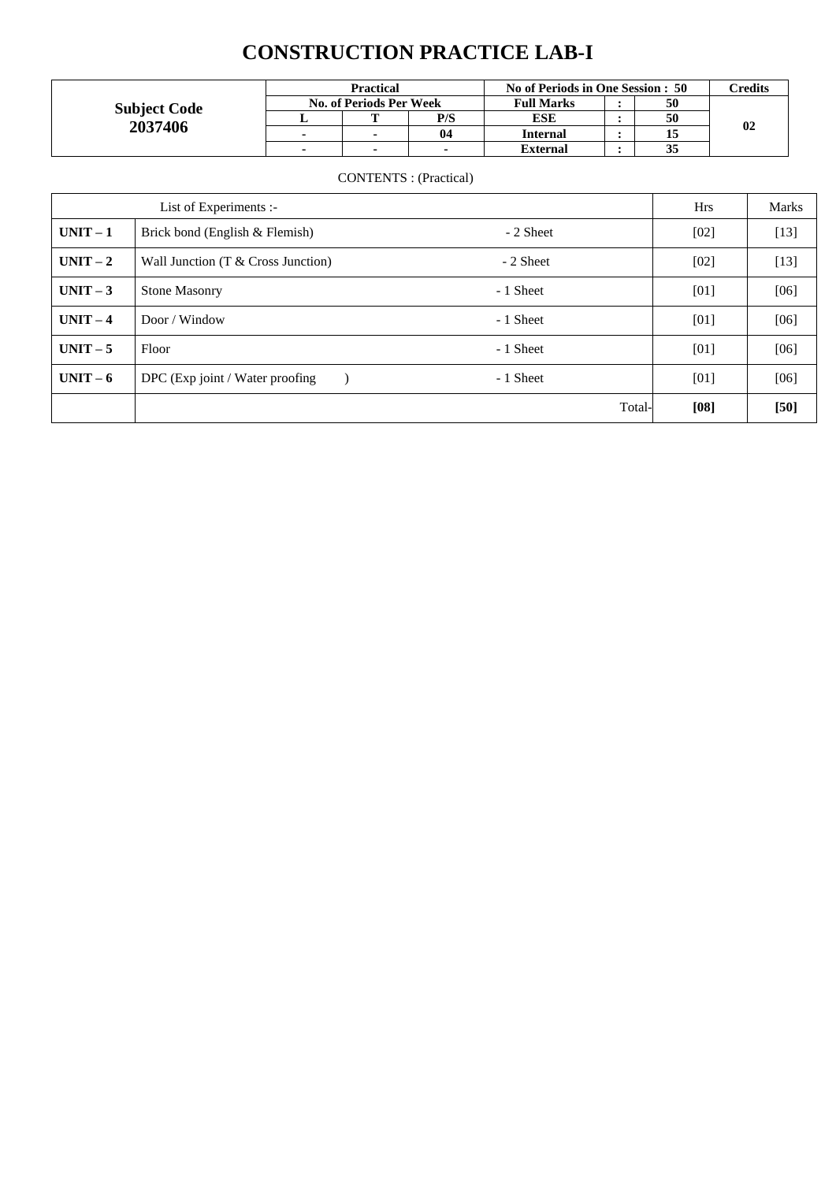# CONSTRUCTION PRACTICE LAB-I

| Subject Code | Practical | | | No of Periods in One Session : 50 | | | Credits |
|---|---|---|---|---|---|---|---|
| **Subject Code 2037406** | **No. of Periods Per Week** | | | **Full Marks** | **:** | **50** | **02** |
| | **L** | **T** | **P/S** | **ESE** | **:** | **50** | |
| | **-** | **-** | **04** | **Internal** | **:** | **15** | |
| | **-** | **-** | **-** | **External** | **:** | **35** | |

CONTENTS : (Practical)

| List of Experiments :- | | | Hrs | Marks |
|---|---|---|---|---|
| **UNIT – 1** | Brick bond (English & Flemish) | - 2 Sheet | [02] | [13] |
| **UNIT – 2** | Wall Junction (T & Cross Junction) | - 2 Sheet | [02] | [13] |
| **UNIT – 3** | Stone Masonry | - 1 Sheet | [01] | [06] |
| **UNIT – 4** | Door / Window | - 1 Sheet | [01] | [06] |
| **UNIT – 5** | Floor | - 1 Sheet | [01] | [06] |
| **UNIT – 6** | DPC (Exp joint / Water proofing ) | - 1 Sheet | [01] | [06] |
| | | Total- | **[08]** | **[50]** |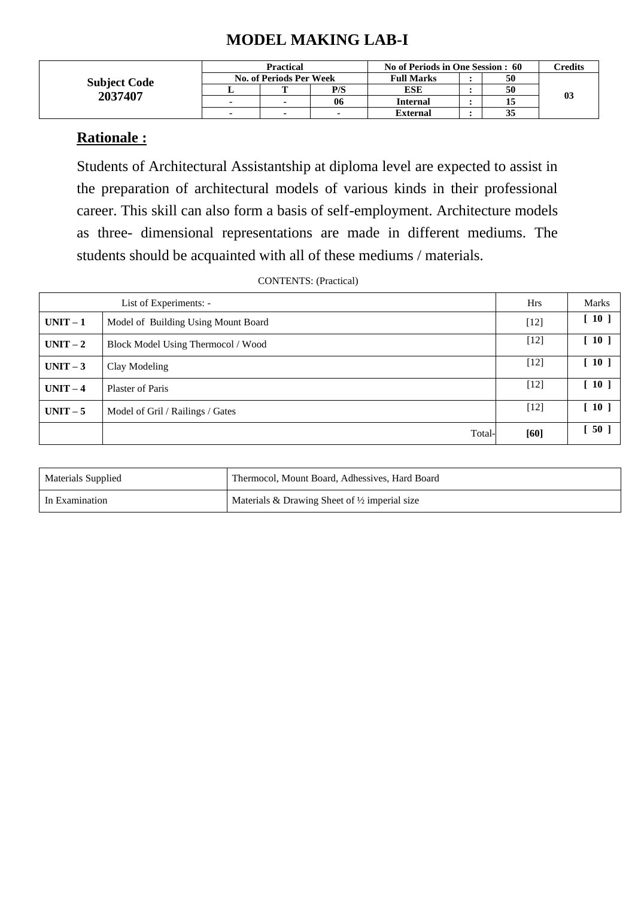# MODEL MAKING LAB-I

| Subject Code 2037407 | Practical | | | No of Periods in One Session : 60 | | | Credits |
|---|---|---|---|---|---|---|---|
| | No. of Periods Per Week | | | Full Marks | : | 50 | 03 |
| | L | T | P/S | ESE | : | 50 | |
| | - | - | 06 | Internal | : | 15 | |
| | - | - | - | External | : | 35 | |

## Rationale :

Students of Architectural Assistantship at diploma level are expected to assist in the preparation of architectural models of various kinds in their professional career. This skill can also form a basis of self-employment. Architecture models as three- dimensional representations are made in different mediums. The students should be acquainted with all of these mediums / materials.

CONTENTS: (Practical)

| List of Experiments: - | | Hrs | Marks |
|---|---|---|---|
| **UNIT – 1** | Model of Building Using Mount Board | [12] | **[ 10 ]** |
| **UNIT – 2** | Block Model Using Thermocol / Wood | [12] | **[ 10 ]** |
| **UNIT – 3** | Clay Modeling | [12] | **[ 10 ]** |
| **UNIT – 4** | Plaster of Paris | [12] | **[ 10 ]** |
| **UNIT – 5** | Model of Gril / Railings / Gates | [12] | **[ 10 ]** |
| | Total- | **[60]** | **[ 50 ]** |

| Materials Supplied | Thermocol, Mount Board, Adhessives, Hard Board |
|---|---|
| In Examination | Materials & Drawing Sheet of ½ imperial size |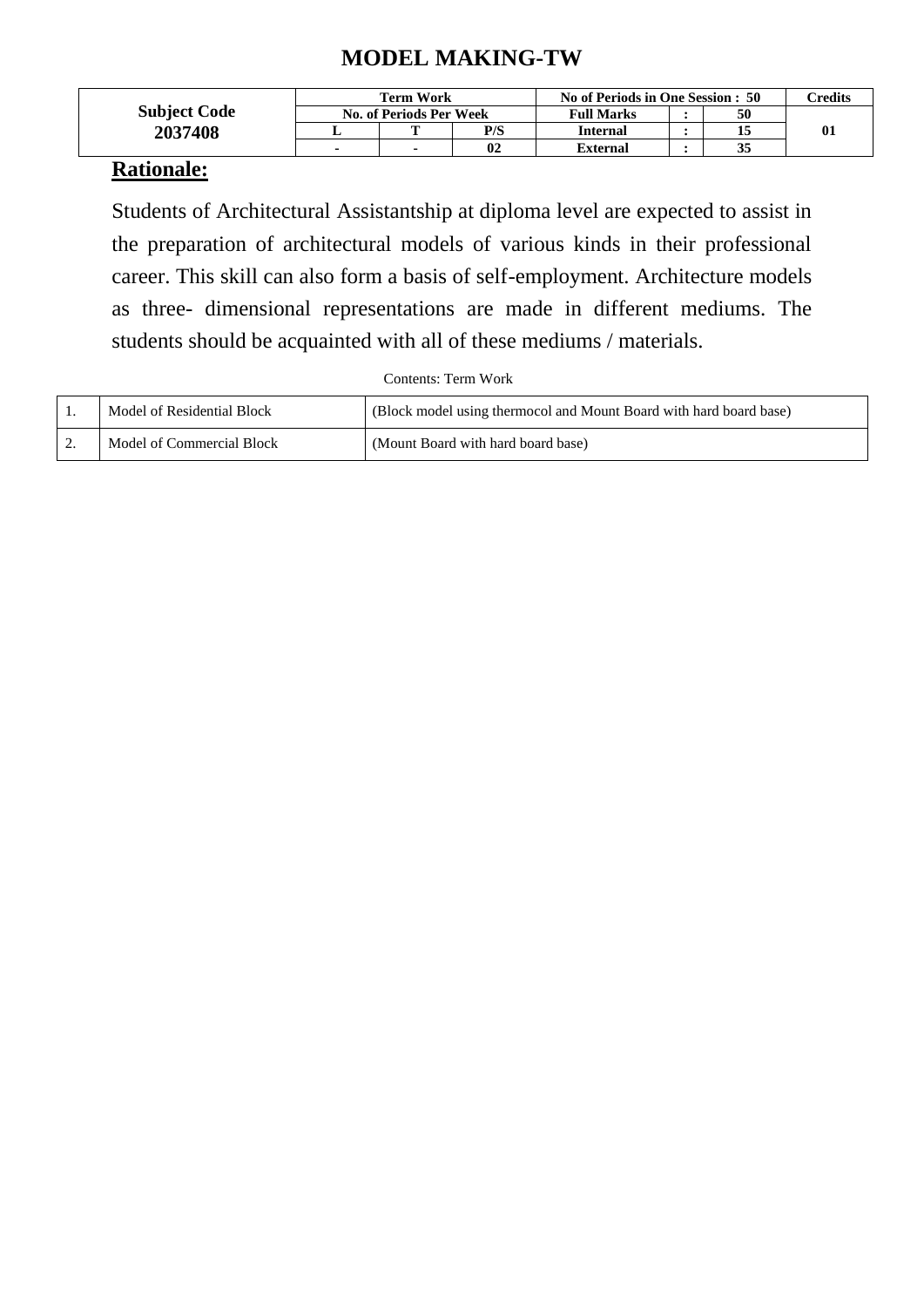# MODEL MAKING-TW

| Subject Code | Term Work | | | No of Periods in One Session : 50 | | | Credits |
|---|---|---|---|---|---|---|---|
| 2037408 | No. of Periods Per Week | | | Full Marks | : | 50 | 01 |
| | L | T | P/S | Internal | : | 15 | |
| | - | - | 02 | External | : | 35 | |

## Rationale:

Students of Architectural Assistantship at diploma level are expected to assist in the preparation of architectural models of various kinds in their professional career. This skill can also form a basis of self-employment. Architecture models as three- dimensional representations are made in different mediums. The students should be acquainted with all of these mediums / materials.

Contents: Term Work

| | | |
|---|---|---|
| 1. | Model of Residential Block | (Block model using thermocol and Mount Board with hard board base) |
| 2. | Model of Commercial Block | (Mount Board with hard board base) |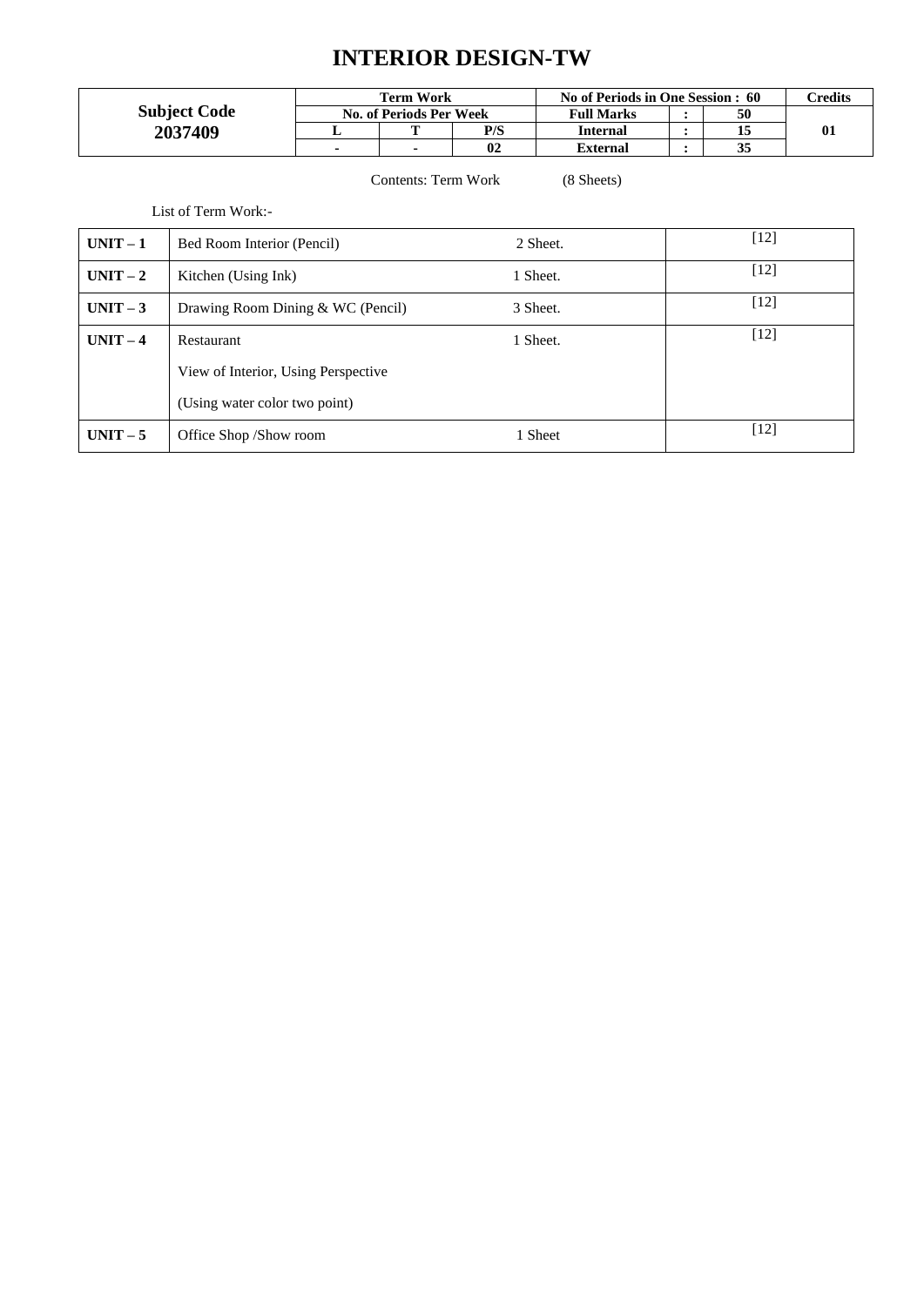# INTERIOR DESIGN-TW

| Subject Code 2037409 | Term Work | | | No of Periods in One Session : 60 | | | Credits |
|---|---|---|---|---|---|---|---|
| | No. of Periods Per Week | | | Full Marks | : | 50 | 01 |
| | L | T | P/S | Internal | : | 15 | |
| | - | - | 02 | External | : | 35 | |

Contents: Term Work (8 Sheets)

List of Term Work:-

| | | | |
|---|---|---|---|
| **UNIT – 1** | Bed Room Interior (Pencil) | 2 Sheet. | [12] |
| **UNIT – 2** | Kitchen (Using Ink) | 1 Sheet. | [12] |
| **UNIT – 3** | Drawing Room Dining & WC (Pencil) | 3 Sheet. | [12] |
| **UNIT – 4** | Restaurant<br>View of Interior, Using Perspective<br>(Using water color two point) | 1 Sheet. | [12] |
| **UNIT – 5** | Office Shop /Show room | 1 Sheet | [12] |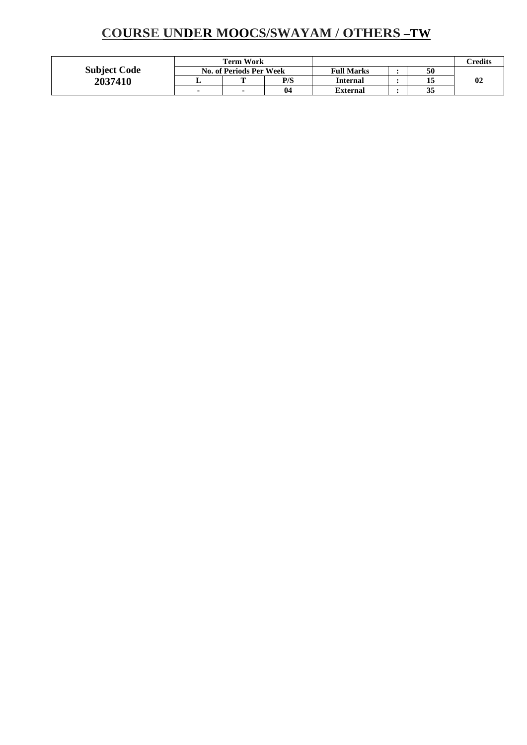# COURSE UNDER MOOCS/SWAYAM / OTHERS –TW

| Subject Code | Term Work | | | | | | Credits |
|---|---|---|---|---|---|---|---|
| 2037410 | No. of Periods Per Week | | | Full Marks | : | 50 | 02 |
| | L | T | P/S | Internal | : | 15 | |
| | - | - | 04 | External | : | 35 | |